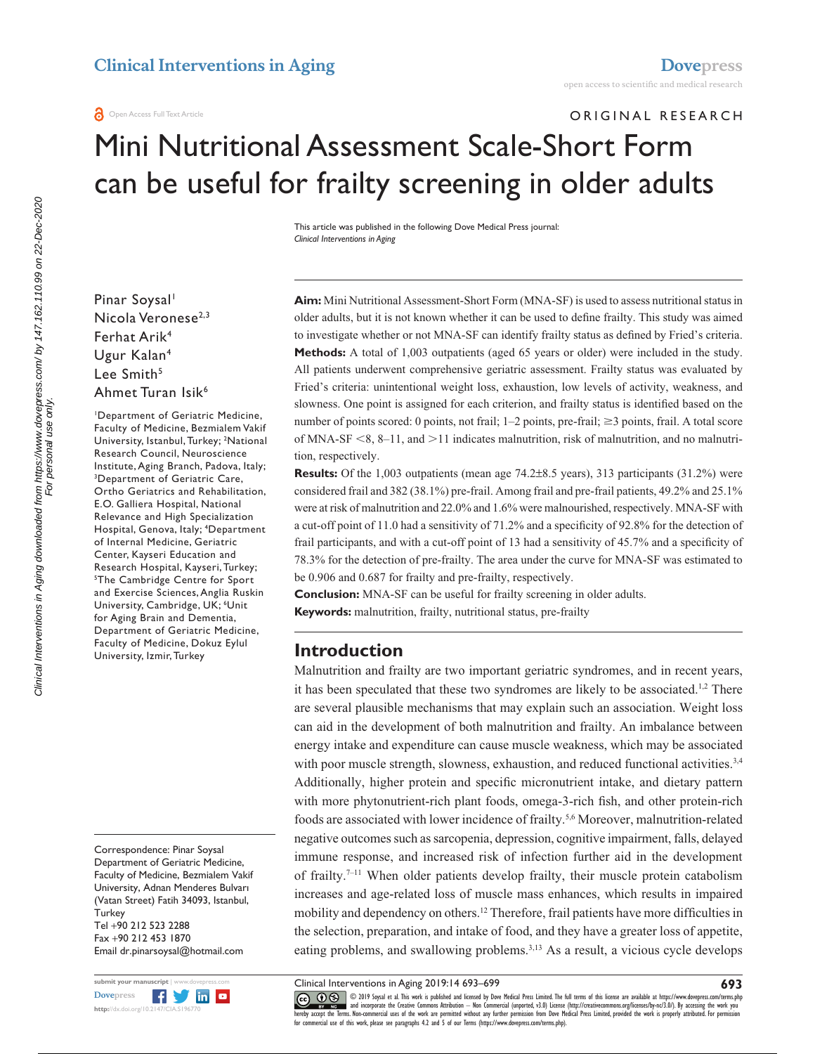ORIGINAL RESEARCH

# Mini Nutritional Assessment Scale-Short Form can be useful for frailty screening in older adults

This article was published in the following Dove Medical Press journal:
*Clinical Interventions in Aging*

Pinar Soysal[1]
Nicola Veronese[2,3]
Ferhat Arik[4]
Ugur Kalan[4]
Lee Smith[5]
Ahmet Turan Isik[6]

[1]Department of Geriatric Medicine, Faculty of Medicine, Bezmialem Vakif University, Istanbul, Turkey; [2]National Research Council, Neuroscience Institute, Aging Branch, Padova, Italy; [3]Department of Geriatric Care, Ortho Geriatrics and Rehabilitation, E.O. Galliera Hospital, National Relevance and High Specialization Hospital, Genova, Italy; [4]Department of Internal Medicine, Geriatric Center, Kayseri Education and Research Hospital, Kayseri, Turkey; [5]The Cambridge Centre for Sport and Exercise Sciences, Anglia Ruskin University, Cambridge, UK; [6]Unit for Aging Brain and Dementia, Department of Geriatric Medicine, Faculty of Medicine, Dokuz Eylul University, Izmir, Turkey

Correspondence: Pinar Soysal
Department of Geriatric Medicine, Faculty of Medicine, Bezmialem Vakif University, Adnan Menderes Bulvarı (Vatan Street) Fatih 34093, Istanbul, Turkey
Tel +90 212 523 2288
Fax +90 212 453 1870
Email dr.pinarsoysal@hotmail.com

**Aim:** Mini Nutritional Assessment-Short Form (MNA-SF) is used to assess nutritional status in older adults, but it is not known whether it can be used to define frailty. This study was aimed to investigate whether or not MNA-SF can identify frailty status as defined by Fried's criteria.

**Methods:** A total of 1,003 outpatients (aged 65 years or older) were included in the study. All patients underwent comprehensive geriatric assessment. Frailty status was evaluated by Fried's criteria: unintentional weight loss, exhaustion, low levels of activity, weakness, and slowness. One point is assigned for each criterion, and frailty status is identified based on the number of points scored: 0 points, not frail; 1–2 points, pre-frail; ≥3 points, frail. A total score of MNA-SF <8, 8–11, and >11 indicates malnutrition, risk of malnutrition, and no malnutrition, respectively.

**Results:** Of the 1,003 outpatients (mean age 74.2±8.5 years), 313 participants (31.2%) were considered frail and 382 (38.1%) pre-frail. Among frail and pre-frail patients, 49.2% and 25.1% were at risk of malnutrition and 22.0% and 1.6% were malnourished, respectively. MNA-SF with a cut-off point of 11.0 had a sensitivity of 71.2% and a specificity of 92.8% for the detection of frail participants, and with a cut-off point of 13 had a sensitivity of 45.7% and a specificity of 78.3% for the detection of pre-frailty. The area under the curve for MNA-SF was estimated to be 0.906 and 0.687 for frailty and pre-frailty, respectively.

**Conclusion:** MNA-SF can be useful for frailty screening in older adults.

**Keywords:** malnutrition, frailty, nutritional status, pre-frailty

## Introduction

Malnutrition and frailty are two important geriatric syndromes, and in recent years, it has been speculated that these two syndromes are likely to be associated.[1,2] There are several plausible mechanisms that may explain such an association. Weight loss can aid in the development of both malnutrition and frailty. An imbalance between energy intake and expenditure can cause muscle weakness, which may be associated with poor muscle strength, slowness, exhaustion, and reduced functional activities.[3,4] Additionally, higher protein and specific micronutrient intake, and dietary pattern with more phytonutrient-rich plant foods, omega-3-rich fish, and other protein-rich foods are associated with lower incidence of frailty.[5,6] Moreover, malnutrition-related negative outcomes such as sarcopenia, depression, cognitive impairment, falls, delayed immune response, and increased risk of infection further aid in the development of frailty.[7–11] When older patients develop frailty, their muscle protein catabolism increases and age-related loss of muscle mass enhances, which results in impaired mobility and dependency on others.[12] Therefore, frail patients have more difficulties in the selection, preparation, and intake of food, and they have a greater loss of appetite, eating problems, and swallowing problems.[3,13] As a result, a vicious cycle develops

© 2019 Soysal et al. This work is published and licensed by Dove Medical Press Limited. The full terms of this license are available at https://www.dovepress.com/terms.php and incorporate the Creative Commons Attribution – Non Commercial (unported, v3.0) License (http://creativecommons.org/licenses/by-nc/3.0/). By accessing the work you hereby accept the Terms. Non-commercial uses of the work are permitted without any further permission from Dove Medical Press Limited, provided the work is properly attributed. For permission for commercial use of this work, please see paragraphs 4.2 and 5 of our Terms (https://www.dovepress.com/terms.php).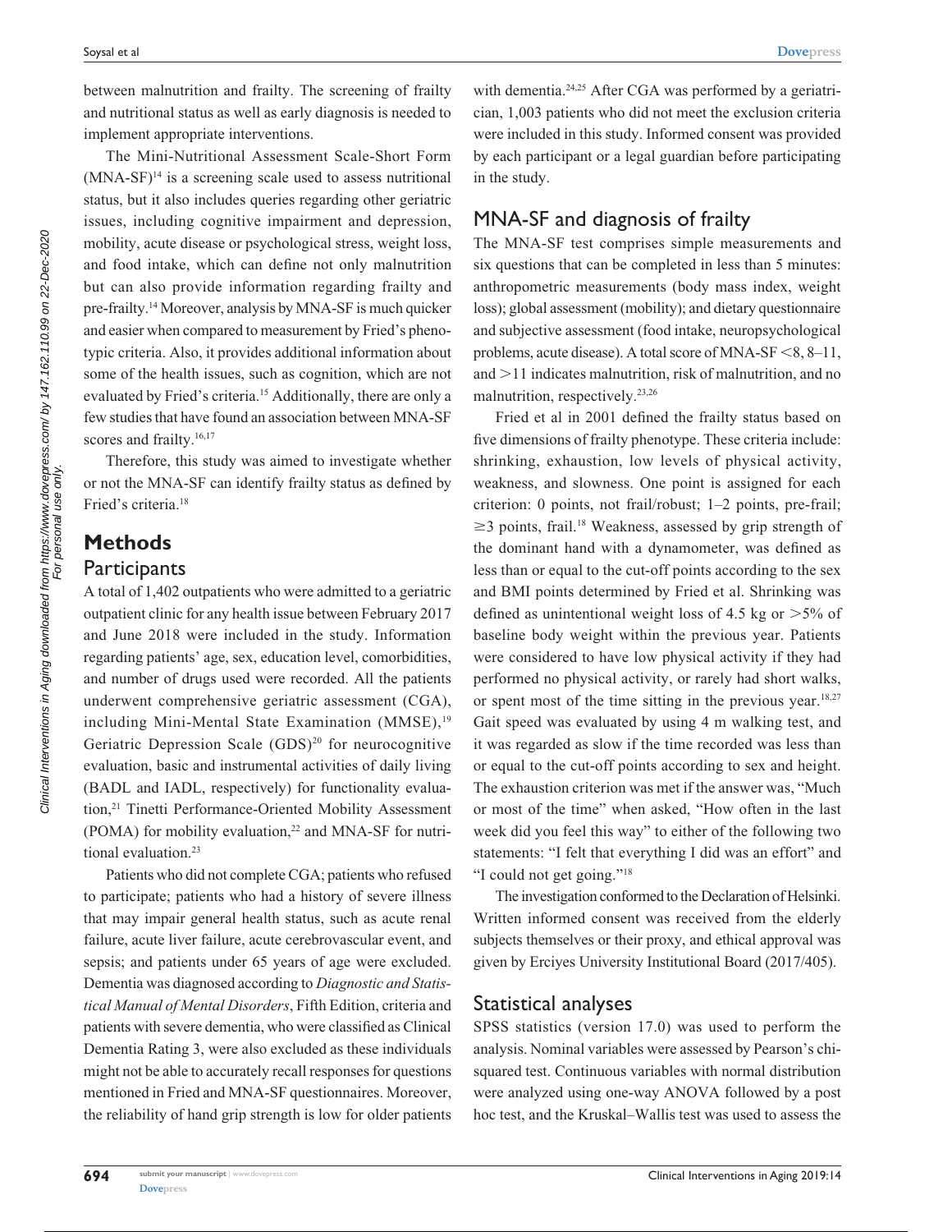between malnutrition and frailty. The screening of frailty and nutritional status as well as early diagnosis is needed to implement appropriate interventions.

The Mini-Nutritional Assessment Scale-Short Form (MNA-SF)[14] is a screening scale used to assess nutritional status, but it also includes queries regarding other geriatric issues, including cognitive impairment and depression, mobility, acute disease or psychological stress, weight loss, and food intake, which can define not only malnutrition but can also provide information regarding frailty and pre-frailty.[14] Moreover, analysis by MNA-SF is much quicker and easier when compared to measurement by Fried's phenotypic criteria. Also, it provides additional information about some of the health issues, such as cognition, which are not evaluated by Fried's criteria.[15] Additionally, there are only a few studies that have found an association between MNA-SF scores and frailty.[16,17]

Therefore, this study was aimed to investigate whether or not the MNA-SF can identify frailty status as defined by Fried's criteria.[18]

## Methods

### Participants

A total of 1,402 outpatients who were admitted to a geriatric outpatient clinic for any health issue between February 2017 and June 2018 were included in the study. Information regarding patients' age, sex, education level, comorbidities, and number of drugs used were recorded. All the patients underwent comprehensive geriatric assessment (CGA), including Mini-Mental State Examination (MMSE),[19] Geriatric Depression Scale (GDS)[20] for neurocognitive evaluation, basic and instrumental activities of daily living (BADL and IADL, respectively) for functionality evaluation,[21] Tinetti Performance-Oriented Mobility Assessment (POMA) for mobility evaluation,[22] and MNA-SF for nutritional evaluation.[23]

Patients who did not complete CGA; patients who refused to participate; patients who had a history of severe illness that may impair general health status, such as acute renal failure, acute liver failure, acute cerebrovascular event, and sepsis; and patients under 65 years of age were excluded. Dementia was diagnosed according to *Diagnostic and Statistical Manual of Mental Disorders*, Fifth Edition, criteria and patients with severe dementia, who were classified as Clinical Dementia Rating 3, were also excluded as these individuals might not be able to accurately recall responses for questions mentioned in Fried and MNA-SF questionnaires. Moreover, the reliability of hand grip strength is low for older patients with dementia.[24,25] After CGA was performed by a geriatrician, 1,003 patients who did not meet the exclusion criteria were included in this study. Informed consent was provided by each participant or a legal guardian before participating in the study.

### MNA-SF and diagnosis of frailty

The MNA-SF test comprises simple measurements and six questions that can be completed in less than 5 minutes: anthropometric measurements (body mass index, weight loss); global assessment (mobility); and dietary questionnaire and subjective assessment (food intake, neuropsychological problems, acute disease). A total score of MNA-SF $<8$, 8–11, and $>11$ indicates malnutrition, risk of malnutrition, and no malnutrition, respectively.[23,26]

Fried et al in 2001 defined the frailty status based on five dimensions of frailty phenotype. These criteria include: shrinking, exhaustion, low levels of physical activity, weakness, and slowness. One point is assigned for each criterion: 0 points, not frail/robust; 1–2 points, pre-frail; $\geq 3$ points, frail.[18] Weakness, assessed by grip strength of the dominant hand with a dynamometer, was defined as less than or equal to the cut-off points according to the sex and BMI points determined by Fried et al. Shrinking was defined as unintentional weight loss of 4.5 kg or $>5\%$ of baseline body weight within the previous year. Patients were considered to have low physical activity if they had performed no physical activity, or rarely had short walks, or spent most of the time sitting in the previous year.[18,27] Gait speed was evaluated by using 4 m walking test, and it was regarded as slow if the time recorded was less than or equal to the cut-off points according to sex and height. The exhaustion criterion was met if the answer was, "Much or most of the time" when asked, "How often in the last week did you feel this way" to either of the following two statements: "I felt that everything I did was an effort" and "I could not get going."[18]

The investigation conformed to the Declaration of Helsinki. Written informed consent was received from the elderly subjects themselves or their proxy, and ethical approval was given by Erciyes University Institutional Board (2017/405).

### Statistical analyses

SPSS statistics (version 17.0) was used to perform the analysis. Nominal variables were assessed by Pearson's chi-squared test. Continuous variables with normal distribution were analyzed using one-way ANOVA followed by a post hoc test, and the Kruskal–Wallis test was used to assess the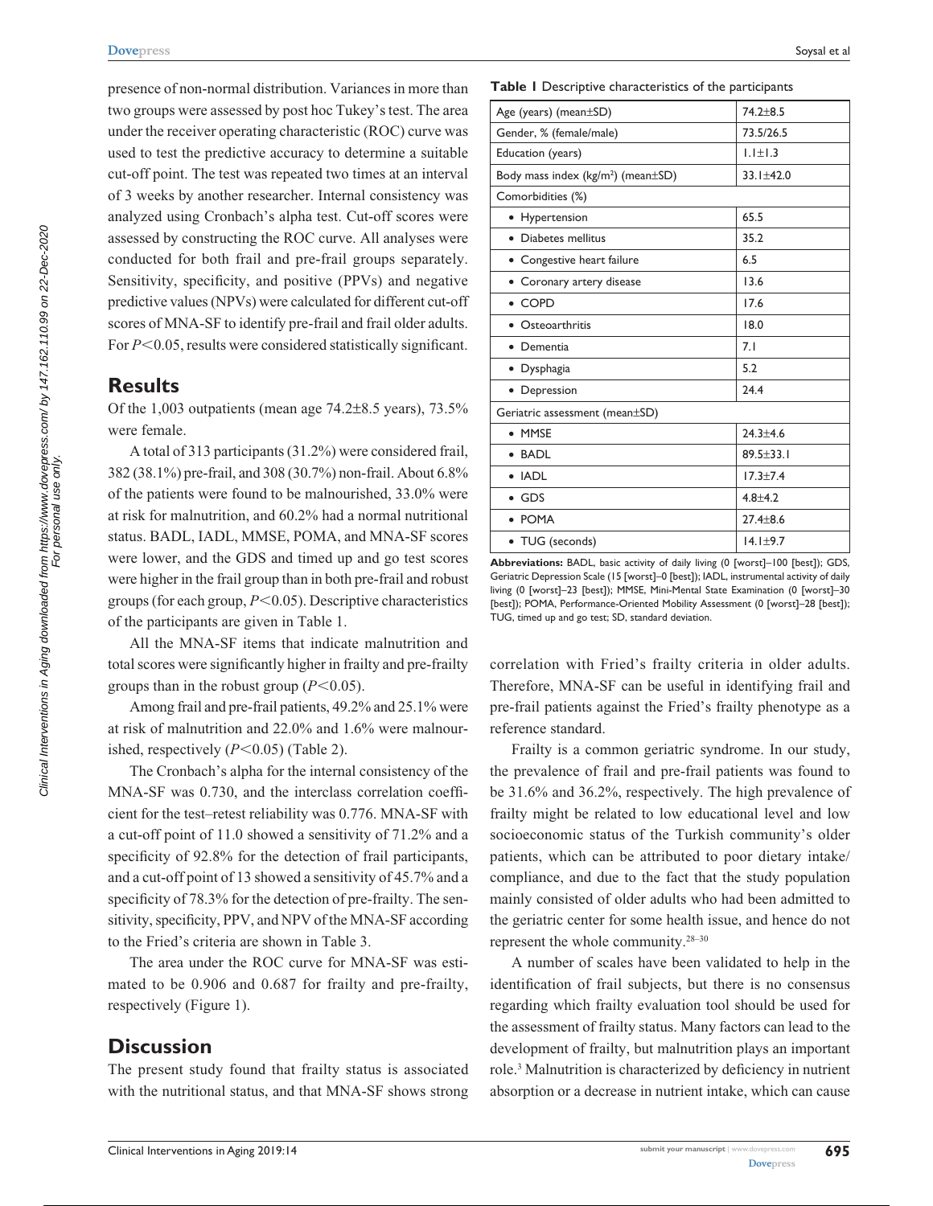presence of non-normal distribution. Variances in more than two groups were assessed by post hoc Tukey's test. The area under the receiver operating characteristic (ROC) curve was used to test the predictive accuracy to determine a suitable cut-off point. The test was repeated two times at an interval of 3 weeks by another researcher. Internal consistency was analyzed using Cronbach's alpha test. Cut-off scores were assessed by constructing the ROC curve. All analyses were conducted for both frail and pre-frail groups separately. Sensitivity, specificity, and positive (PPVs) and negative predictive values (NPVs) were calculated for different cut-off scores of MNA-SF to identify pre-frail and frail older adults. For $P<0.05$, results were considered statistically significant.

## Results

Of the 1,003 outpatients (mean age 74.2±8.5 years), 73.5% were female.

A total of 313 participants (31.2%) were considered frail, 382 (38.1%) pre-frail, and 308 (30.7%) non-frail. About 6.8% of the patients were found to be malnourished, 33.0% were at risk for malnutrition, and 60.2% had a normal nutritional status. BADL, IADL, MMSE, POMA, and MNA-SF scores were lower, and the GDS and timed up and go test scores were higher in the frail group than in both pre-frail and robust groups (for each group, $P<0.05$). Descriptive characteristics of the participants are given in Table 1.

All the MNA-SF items that indicate malnutrition and total scores were significantly higher in frailty and pre-frailty groups than in the robust group ($P<0.05$).

Among frail and pre-frail patients, 49.2% and 25.1% were at risk of malnutrition and 22.0% and 1.6% were malnourished, respectively ($P<0.05$) (Table 2).

The Cronbach's alpha for the internal consistency of the MNA-SF was 0.730, and the interclass correlation coefficient for the test–retest reliability was 0.776. MNA-SF with a cut-off point of 11.0 showed a sensitivity of 71.2% and a specificity of 92.8% for the detection of frail participants, and a cut-off point of 13 showed a sensitivity of 45.7% and a specificity of 78.3% for the detection of pre-frailty. The sensitivity, specificity, PPV, and NPV of the MNA-SF according to the Fried's criteria are shown in Table 3.

The area under the ROC curve for MNA-SF was estimated to be 0.906 and 0.687 for frailty and pre-frailty, respectively (Figure 1).

**Table 1** Descriptive characteristics of the participants

| | |
|---|---|
| Age (years) (mean±SD) | 74.2±8.5 |
| Gender, % (female/male) | 73.5/26.5 |
| Education (years) | 1.1±1.3 |
| Body mass index (kg/m²) (mean±SD) | 33.1±42.0 |
| Comorbidities (%) | |
| • Hypertension | 65.5 |
| • Diabetes mellitus | 35.2 |
| • Congestive heart failure | 6.5 |
| • Coronary artery disease | 13.6 |
| • COPD | 17.6 |
| • Osteoarthritis | 18.0 |
| • Dementia | 7.1 |
| • Dysphagia | 5.2 |
| • Depression | 24.4 |
| Geriatric assessment (mean±SD) | |
| • MMSE | 24.3±4.6 |
| • BADL | 89.5±33.1 |
| • IADL | 17.3±7.4 |
| • GDS | 4.8±4.2 |
| • POMA | 27.4±8.6 |
| • TUG (seconds) | 14.1±9.7 |

**Abbreviations:** BADL, basic activity of daily living (0 [worst]–100 [best]); GDS, Geriatric Depression Scale (15 [worst]–0 [best]); IADL, instrumental activity of daily living (0 [worst]–23 [best]); MMSE, Mini-Mental State Examination (0 [worst]–30 [best]); POMA, Performance-Oriented Mobility Assessment (0 [worst]–28 [best]); TUG, timed up and go test; SD, standard deviation.

## Discussion

The present study found that frailty status is associated with the nutritional status, and that MNA-SF shows strong correlation with Fried's frailty criteria in older adults. Therefore, MNA-SF can be useful in identifying frail and pre-frail patients against the Fried's frailty phenotype as a reference standard.

Frailty is a common geriatric syndrome. In our study, the prevalence of frail and pre-frail patients was found to be 31.6% and 36.2%, respectively. The high prevalence of frailty might be related to low educational level and low socioeconomic status of the Turkish community's older patients, which can be attributed to poor dietary intake/compliance, and due to the fact that the study population mainly consisted of older adults who had been admitted to the geriatric center for some health issue, and hence do not represent the whole community.[28–30]

A number of scales have been validated to help in the identification of frail subjects, but there is no consensus regarding which frailty evaluation tool should be used for the assessment of frailty status. Many factors can lead to the development of frailty, but malnutrition plays an important role.[3] Malnutrition is characterized by deficiency in nutrient absorption or a decrease in nutrient intake, which can cause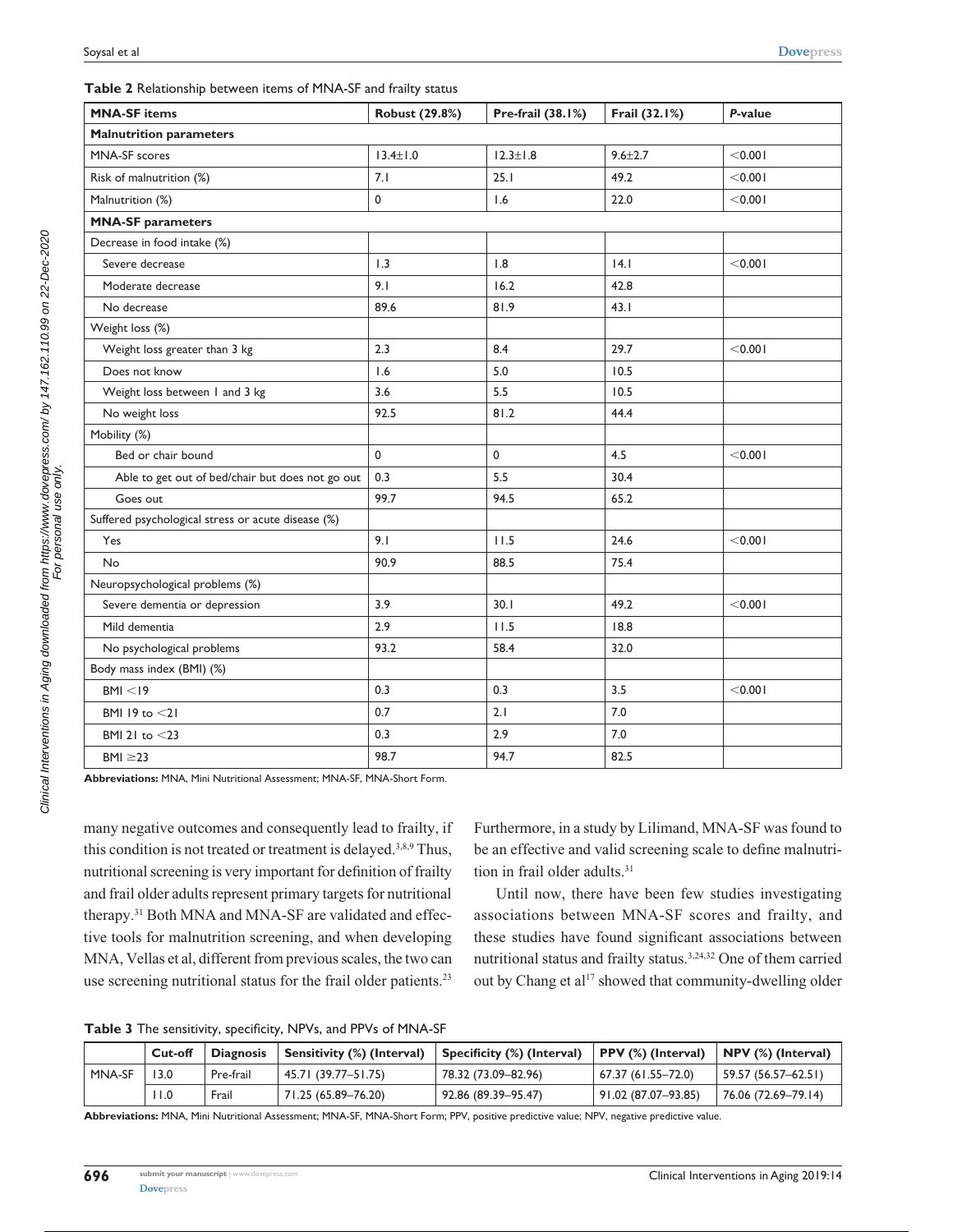**Table 2** Relationship between items of MNA-SF and frailty status

| MNA-SF items | Robust (29.8%) | Pre-frail (38.1%) | Frail (32.1%) | *P*-value |
|---|---|---|---|---|
| **Malnutrition parameters** | | | | |
| MNA-SF scores | 13.4±1.0 | 12.3±1.8 | 9.6±2.7 | <0.001 |
| Risk of malnutrition (%) | 7.1 | 25.1 | 49.2 | <0.001 |
| Malnutrition (%) | 0 | 1.6 | 22.0 | <0.001 |
| **MNA-SF parameters** | | | | |
| Decrease in food intake (%) | | | | |
| Severe decrease | 1.3 | 1.8 | 14.1 | <0.001 |
| Moderate decrease | 9.1 | 16.2 | 42.8 | |
| No decrease | 89.6 | 81.9 | 43.1 | |
| Weight loss (%) | | | | |
| Weight loss greater than 3 kg | 2.3 | 8.4 | 29.7 | <0.001 |
| Does not know | 1.6 | 5.0 | 10.5 | |
| Weight loss between 1 and 3 kg | 3.6 | 5.5 | 10.5 | |
| No weight loss | 92.5 | 81.2 | 44.4 | |
| Mobility (%) | | | | |
| Bed or chair bound | 0 | 0 | 4.5 | <0.001 |
| Able to get out of bed/chair but does not go out | 0.3 | 5.5 | 30.4 | |
| Goes out | 99.7 | 94.5 | 65.2 | |
| Suffered psychological stress or acute disease (%) | | | | |
| Yes | 9.1 | 11.5 | 24.6 | <0.001 |
| No | 90.9 | 88.5 | 75.4 | |
| Neuropsychological problems (%) | | | | |
| Severe dementia or depression | 3.9 | 30.1 | 49.2 | <0.001 |
| Mild dementia | 2.9 | 11.5 | 18.8 | |
| No psychological problems | 93.2 | 58.4 | 32.0 | |
| Body mass index (BMI) (%) | | | | |
| BMI <19 | 0.3 | 0.3 | 3.5 | <0.001 |
| BMI 19 to <21 | 0.7 | 2.1 | 7.0 | |
| BMI 21 to <23 | 0.3 | 2.9 | 7.0 | |
| BMI ≥23 | 98.7 | 94.7 | 82.5 | |

**Abbreviations:** MNA, Mini Nutritional Assessment; MNA-SF, MNA-Short Form.

many negative outcomes and consequently lead to frailty, if this condition is not treated or treatment is delayed.[3,8,9] Thus, nutritional screening is very important for definition of frailty and frail older adults represent primary targets for nutritional therapy.[31] Both MNA and MNA-SF are validated and effective tools for malnutrition screening, and when developing MNA, Vellas et al, different from previous scales, the two can use screening nutritional status for the frail older patients.[23] Furthermore, in a study by Lilimand, MNA-SF was found to be an effective and valid screening scale to define malnutrition in frail older adults.[31]

Until now, there have been few studies investigating associations between MNA-SF scores and frailty, and these studies have found significant associations between nutritional status and frailty status.[3,24,32] One of them carried out by Chang et al[17] showed that community-dwelling older

**Table 3** The sensitivity, specificity, NPVs, and PPVs of MNA-SF

| | Cut-off | Diagnosis | Sensitivity (%) (Interval) | Specificity (%) (Interval) | PPV (%) (Interval) | NPV (%) (Interval) |
|---|---|---|---|---|---|---|
| MNA-SF | 13.0 | Pre-frail | 45.71 (39.77–51.75) | 78.32 (73.09–82.96) | 67.37 (61.55–72.0) | 59.57 (56.57–62.51) |
| | 11.0 | Frail | 71.25 (65.89–76.20) | 92.86 (89.39–95.47) | 91.02 (87.07–93.85) | 76.06 (72.69–79.14) |

**Abbreviations:** MNA, Mini Nutritional Assessment; MNA-SF, MNA-Short Form; PPV, positive predictive value; NPV, negative predictive value.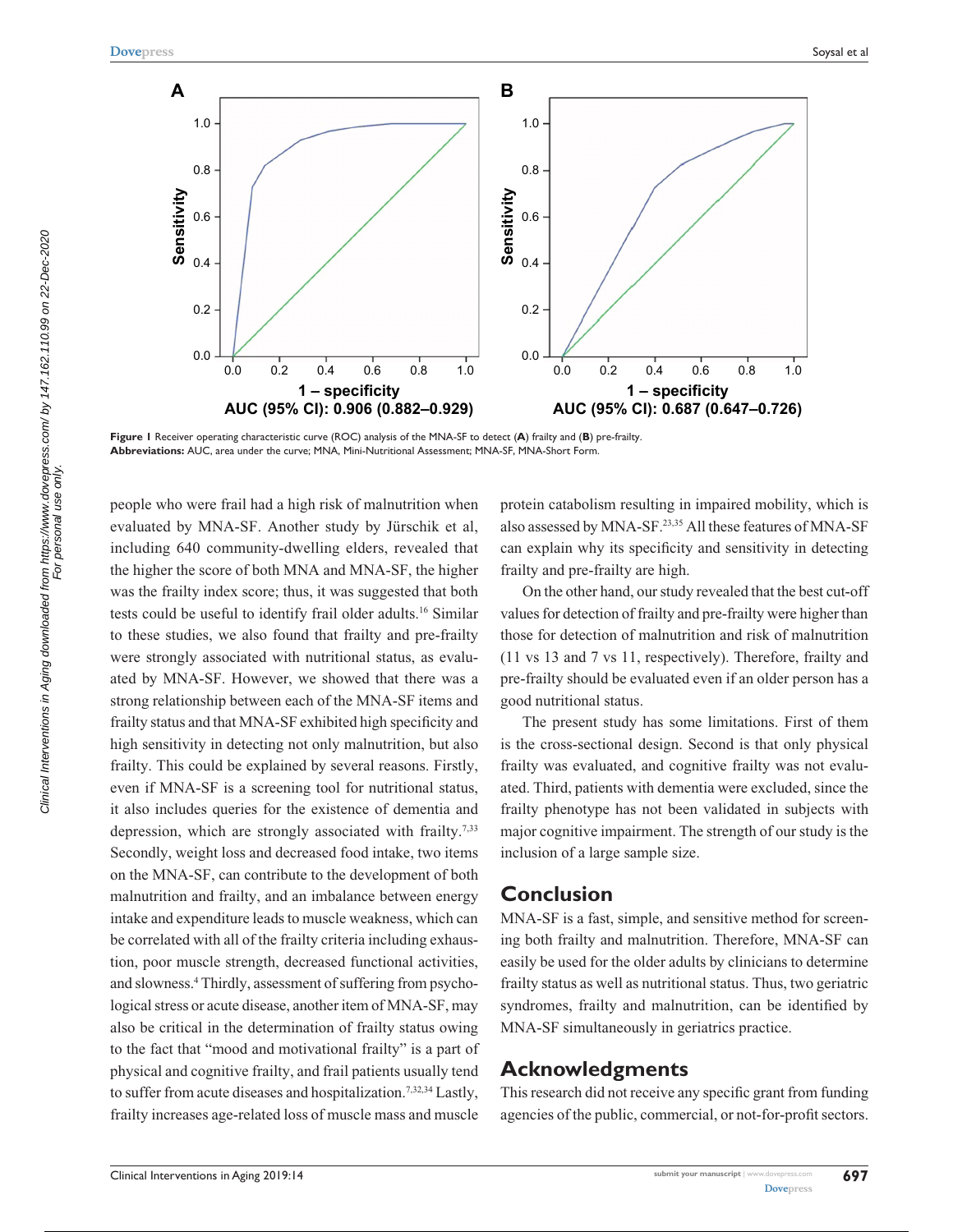A

1.0
0.8
0.6
0.4
0.2
0.0

Sensitivity

0.0 0.2 0.4 0.6 0.8 1.0

1 – specificity

AUC (95% CI): 0.906 (0.882–0.929)

B

1.0
0.8
0.6
0.4
0.2
0.0

Sensitivity

0.0 0.2 0.4 0.6 0.8 1.0

1 – specificity

AUC (95% CI): 0.687 (0.647–0.726)

**Figure 1** Receiver operating characteristic curve (ROC) analysis of the MNA-SF to detect (**A**) frailty and (**B**) pre-frailty.
**Abbreviations:** AUC, area under the curve; MNA, Mini-Nutritional Assessment; MNA-SF, MNA-Short Form.

people who were frail had a high risk of malnutrition when evaluated by MNA-SF. Another study by Jürschik et al, including 640 community-dwelling elders, revealed that the higher the score of both MNA and MNA-SF, the higher was the frailty index score; thus, it was suggested that both tests could be useful to identify frail older adults.[16] Similar to these studies, we also found that frailty and pre-frailty were strongly associated with nutritional status, as evaluated by MNA-SF. However, we showed that there was a strong relationship between each of the MNA-SF items and frailty status and that MNA-SF exhibited high specificity and high sensitivity in detecting not only malnutrition, but also frailty. This could be explained by several reasons. Firstly, even if MNA-SF is a screening tool for nutritional status, it also includes queries for the existence of dementia and depression, which are strongly associated with frailty.[7,33] Secondly, weight loss and decreased food intake, two items on the MNA-SF, can contribute to the development of both malnutrition and frailty, and an imbalance between energy intake and expenditure leads to muscle weakness, which can be correlated with all of the frailty criteria including exhaustion, poor muscle strength, decreased functional activities, and slowness.[4] Thirdly, assessment of suffering from psychological stress or acute disease, another item of MNA-SF, may also be critical in the determination of frailty status owing to the fact that "mood and motivational frailty" is a part of physical and cognitive frailty, and frail patients usually tend to suffer from acute diseases and hospitalization.[7,32,34] Lastly, frailty increases age-related loss of muscle mass and muscle protein catabolism resulting in impaired mobility, which is also assessed by MNA-SF.[23,35] All these features of MNA-SF can explain why its specificity and sensitivity in detecting frailty and pre-frailty are high.

On the other hand, our study revealed that the best cut-off values for detection of frailty and pre-frailty were higher than those for detection of malnutrition and risk of malnutrition (11 vs 13 and 7 vs 11, respectively). Therefore, frailty and pre-frailty should be evaluated even if an older person has a good nutritional status.

The present study has some limitations. First of them is the cross-sectional design. Second is that only physical frailty was evaluated, and cognitive frailty was not evaluated. Third, patients with dementia were excluded, since the frailty phenotype has not been validated in subjects with major cognitive impairment. The strength of our study is the inclusion of a large sample size.

## Conclusion

MNA-SF is a fast, simple, and sensitive method for screening both frailty and malnutrition. Therefore, MNA-SF can easily be used for the older adults by clinicians to determine frailty status as well as nutritional status. Thus, two geriatric syndromes, frailty and malnutrition, can be identified by MNA-SF simultaneously in geriatrics practice.

## Acknowledgments

This research did not receive any specific grant from funding agencies of the public, commercial, or not-for-profit sectors.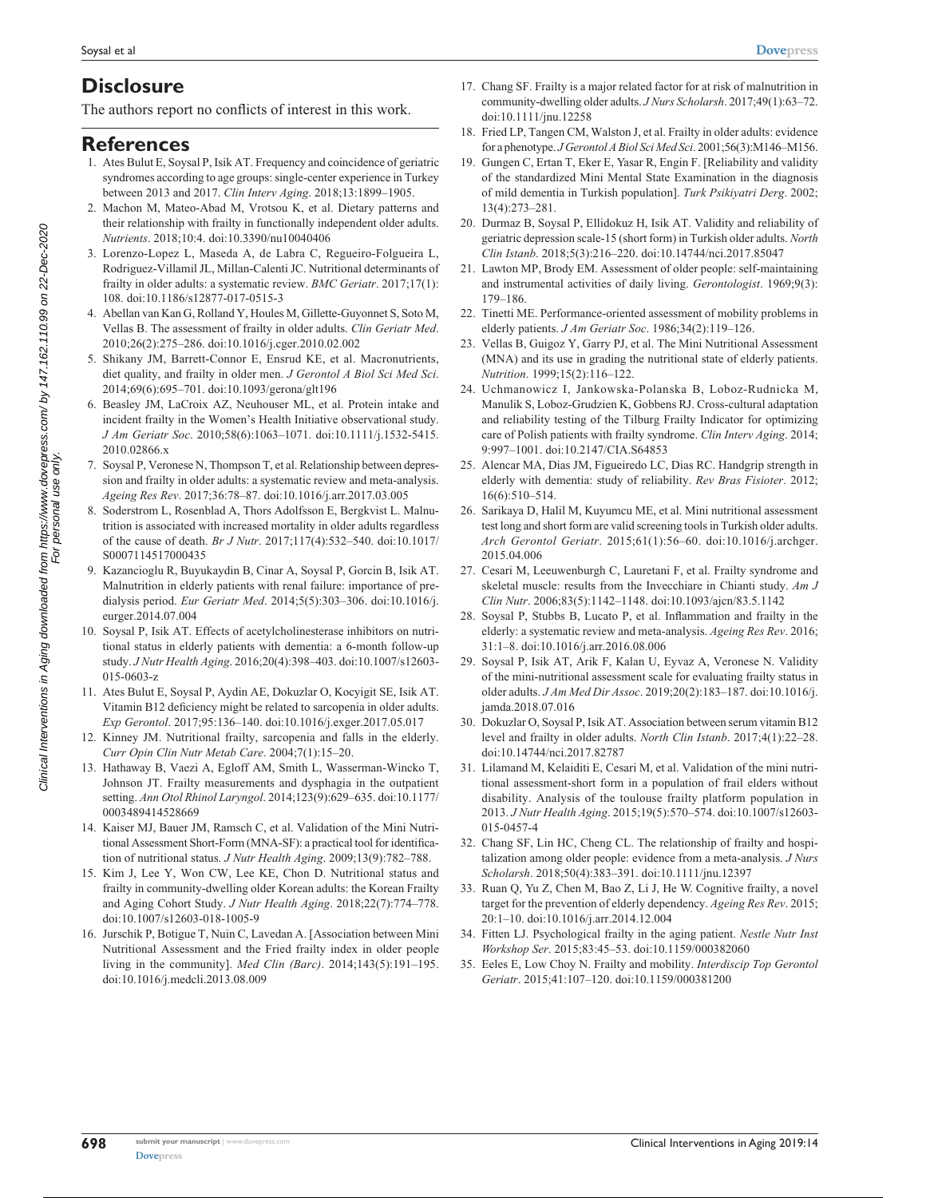## Disclosure

The authors report no conflicts of interest in this work.

## References

1. Ates Bulut E, Soysal P, Isik AT. Frequency and coincidence of geriatric syndromes according to age groups: single-center experience in Turkey between 2013 and 2017. *Clin Interv Aging*. 2018;13:1899–1905.
2. Machon M, Mateo-Abad M, Vrotsou K, et al. Dietary patterns and their relationship with frailty in functionally independent older adults. *Nutrients*. 2018;10:4. doi:10.3390/nu10040406
3. Lorenzo-Lopez L, Maseda A, de Labra C, Regueiro-Folgueira L, Rodriguez-Villamil JL, Millan-Calenti JC. Nutritional determinants of frailty in older adults: a systematic review. *BMC Geriatr*. 2017;17(1):108. doi:10.1186/s12877-017-0515-3
4. Abellan van Kan G, Rolland Y, Houles M, Gillette-Guyonnet S, Soto M, Vellas B. The assessment of frailty in older adults. *Clin Geriatr Med*. 2010;26(2):275–286. doi:10.1016/j.cger.2010.02.002
5. Shikany JM, Barrett-Connor E, Ensrud KE, et al. Macronutrients, diet quality, and frailty in older men. *J Gerontol A Biol Sci Med Sci*. 2014;69(6):695–701. doi:10.1093/gerona/glt196
6. Beasley JM, LaCroix AZ, Neuhouser ML, et al. Protein intake and incident frailty in the Women's Health Initiative observational study. *J Am Geriatr Soc*. 2010;58(6):1063–1071. doi:10.1111/j.1532-5415.2010.02866.x
7. Soysal P, Veronese N, Thompson T, et al. Relationship between depression and frailty in older adults: a systematic review and meta-analysis. *Ageing Res Rev*. 2017;36:78–87. doi:10.1016/j.arr.2017.03.005
8. Soderstrom L, Rosenblad A, Thors Adolfsson E, Bergkvist L. Malnutrition is associated with increased mortality in older adults regardless of the cause of death. *Br J Nutr*. 2017;117(4):532–540. doi:10.1017/S0007114517000435
9. Kazancioglu R, Buyukaydin B, Cinar A, Soysal P, Gorcin B, Isik AT. Malnutrition in elderly patients with renal failure: importance of predialysis period. *Eur Geriatr Med*. 2014;5(5):303–306. doi:10.1016/j.eurger.2014.07.004
10. Soysal P, Isik AT. Effects of acetylcholinesterase inhibitors on nutritional status in elderly patients with dementia: a 6-month follow-up study. *J Nutr Health Aging*. 2016;20(4):398–403. doi:10.1007/s12603-015-0603-z
11. Ates Bulut E, Soysal P, Aydin AE, Dokuzlar O, Kocyigit SE, Isik AT. Vitamin B12 deficiency might be related to sarcopenia in older adults. *Exp Gerontol*. 2017;95:136–140. doi:10.1016/j.exger.2017.05.017
12. Kinney JM. Nutritional frailty, sarcopenia and falls in the elderly. *Curr Opin Clin Nutr Metab Care*. 2004;7(1):15–20.
13. Hathaway B, Vaezi A, Egloff AM, Smith L, Wasserman-Wincko T, Johnson JT. Frailty measurements and dysphagia in the outpatient setting. *Ann Otol Rhinol Laryngol*. 2014;123(9):629–635. doi:10.1177/0003489414528669
14. Kaiser MJ, Bauer JM, Ramsch C, et al. Validation of the Mini Nutritional Assessment Short-Form (MNA-SF): a practical tool for identification of nutritional status. *J Nutr Health Aging*. 2009;13(9):782–788.
15. Kim J, Lee Y, Won CW, Lee KE, Chon D. Nutritional status and frailty in community-dwelling older Korean adults: the Korean Frailty and Aging Cohort Study. *J Nutr Health Aging*. 2018;22(7):774–778. doi:10.1007/s12603-018-1005-9
16. Jurschik P, Botigue T, Nuin C, Lavedan A. [Association between Mini Nutritional Assessment and the Fried frailty index in older people living in the community]. *Med Clin (Barc)*. 2014;143(5):191–195. doi:10.1016/j.medcli.2013.08.009
17. Chang SF. Frailty is a major related factor for at risk of malnutrition in community-dwelling older adults. *J Nurs Scholarsh*. 2017;49(1):63–72. doi:10.1111/jnu.12258
18. Fried LP, Tangen CM, Walston J, et al. Frailty in older adults: evidence for a phenotype. *J Gerontol A Biol Sci Med Sci*. 2001;56(3):M146–M156.
19. Gungen C, Ertan T, Eker E, Yasar R, Engin F. [Reliability and validity of the standardized Mini Mental State Examination in the diagnosis of mild dementia in Turkish population]. *Turk Psikiyatri Derg*. 2002;13(4):273–281.
20. Durmaz B, Soysal P, Ellidokuz H, Isik AT. Validity and reliability of geriatric depression scale-15 (short form) in Turkish older adults. *North Clin Istanb*. 2018;5(3):216–220. doi:10.14744/nci.2017.85047
21. Lawton MP, Brody EM. Assessment of older people: self-maintaining and instrumental activities of daily living. *Gerontologist*. 1969;9(3):179–186.
22. Tinetti ME. Performance-oriented assessment of mobility problems in elderly patients. *J Am Geriatr Soc*. 1986;34(2):119–126.
23. Vellas B, Guigoz Y, Garry PJ, et al. The Mini Nutritional Assessment (MNA) and its use in grading the nutritional state of elderly patients. *Nutrition*. 1999;15(2):116–122.
24. Uchmanowicz I, Jankowska-Polanska B, Loboz-Rudnicka M, Manulik S, Loboz-Grudzien K, Gobbens RJ. Cross-cultural adaptation and reliability testing of the Tilburg Frailty Indicator for optimizing care of Polish patients with frailty syndrome. *Clin Interv Aging*. 2014;9:997–1001. doi:10.2147/CIA.S64853
25. Alencar MA, Dias JM, Figueiredo LC, Dias RC. Handgrip strength in elderly with dementia: study of reliability. *Rev Bras Fisioter*. 2012;16(6):510–514.
26. Sarikaya D, Halil M, Kuyumcu ME, et al. Mini nutritional assessment test long and short form are valid screening tools in Turkish older adults. *Arch Gerontol Geriatr*. 2015;61(1):56–60. doi:10.1016/j.archger.2015.04.006
27. Cesari M, Leeuwenburgh C, Lauretani F, et al. Frailty syndrome and skeletal muscle: results from the Invecchiare in Chianti study. *Am J Clin Nutr*. 2006;83(5):1142–1148. doi:10.1093/ajcn/83.5.1142
28. Soysal P, Stubbs B, Lucato P, et al. Inflammation and frailty in the elderly: a systematic review and meta-analysis. *Ageing Res Rev*. 2016;31:1–8. doi:10.1016/j.arr.2016.08.006
29. Soysal P, Isik AT, Arik F, Kalan U, Eyvaz A, Veronese N. Validity of the mini-nutritional assessment scale for evaluating frailty status in older adults. *J Am Med Dir Assoc*. 2019;20(2):183–187. doi:10.1016/j.jamda.2018.07.016
30. Dokuzlar O, Soysal P, Isik AT. Association between serum vitamin B12 level and frailty in older adults. *North Clin Istanb*. 2017;4(1):22–28. doi:10.14744/nci.2017.82787
31. Lilamand M, Kelaiditi E, Cesari M, et al. Validation of the mini nutritional assessment-short form in a population of frail elders without disability. Analysis of the toulouse frailty platform population in 2013. *J Nutr Health Aging*. 2015;19(5):570–574. doi:10.1007/s12603-015-0457-4
32. Chang SF, Lin HC, Cheng CL. The relationship of frailty and hospitalization among older people: evidence from a meta-analysis. *J Nurs Scholarsh*. 2018;50(4):383–391. doi:10.1111/jnu.12397
33. Ruan Q, Yu Z, Chen M, Bao Z, Li J, He W. Cognitive frailty, a novel target for the prevention of elderly dependency. *Ageing Res Rev*. 2015;20:1–10. doi:10.1016/j.arr.2014.12.004
34. Fitten LJ. Psychological frailty in the aging patient. *Nestle Nutr Inst Workshop Ser*. 2015;83:45–53. doi:10.1159/000382060
35. Eeles E, Low Choy N. Frailty and mobility. *Interdiscip Top Gerontol Geriatr*. 2015;41:107–120. doi:10.1159/000381200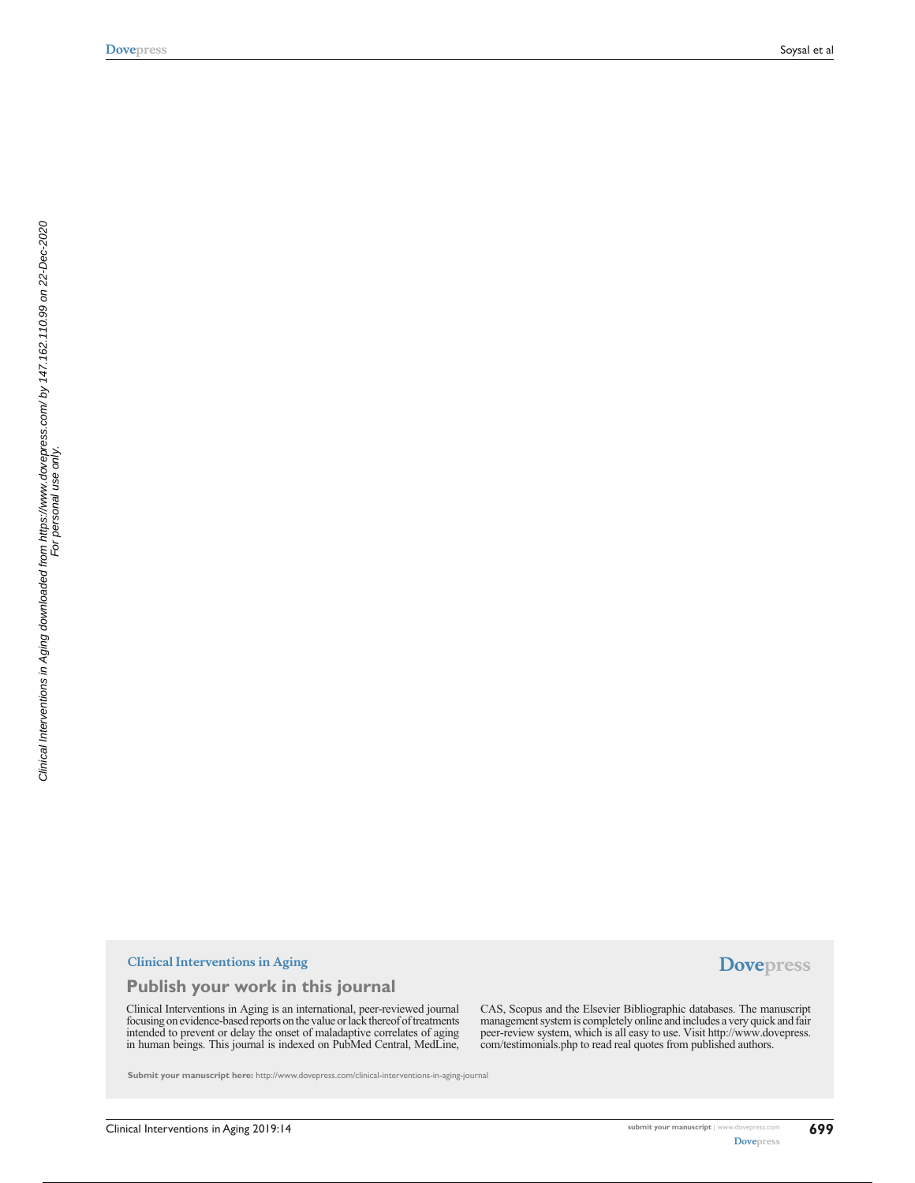**Clinical Interventions in Aging**

**Dovepress**

## Publish your work in this journal

Clinical Interventions in Aging is an international, peer-reviewed journal focusing on evidence-based reports on the value or lack thereof of treatments intended to prevent or delay the onset of maladaptive correlates of aging in human beings. This journal is indexed on PubMed Central, MedLine, CAS, Scopus and the Elsevier Bibliographic databases. The manuscript management system is completely online and includes a very quick and fair peer-review system, which is all easy to use. Visit http://www.dovepress.com/testimonials.php to read real quotes from published authors.

**Submit your manuscript here:** http://www.dovepress.com/clinical-interventions-in-aging-journal